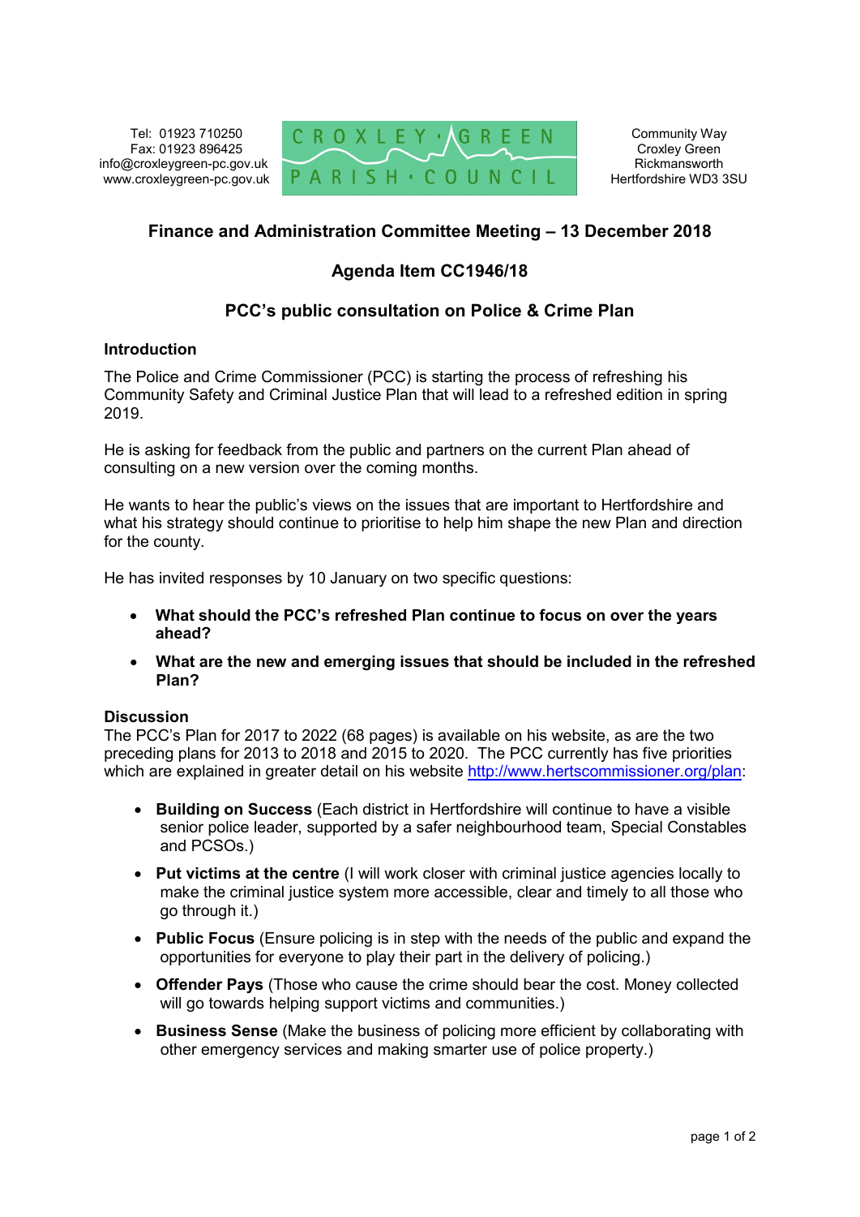Tel: 01923 710250
Fax: 01923 896425
info@croxleygreen-pc.gov.uk
www.croxleygreen-pc.gov.uk

CROXLEY GREEN PARISH COUNCIL

Community Way
Croxley Green
Rickmansworth
Hertfordshire WD3 3SU

## Finance and Administration Committee Meeting – 13 December 2018

## Agenda Item CC1946/18

## PCC's public consultation on Police & Crime Plan

### Introduction

The Police and Crime Commissioner (PCC) is starting the process of refreshing his Community Safety and Criminal Justice Plan that will lead to a refreshed edition in spring 2019.

He is asking for feedback from the public and partners on the current Plan ahead of consulting on a new version over the coming months.

He wants to hear the public's views on the issues that are important to Hertfordshire and what his strategy should continue to prioritise to help him shape the new Plan and direction for the county.

He has invited responses by 10 January on two specific questions:

- **What should the PCC's refreshed Plan continue to focus on over the years ahead?**
- **What are the new and emerging issues that should be included in the refreshed Plan?**

### Discussion

The PCC's Plan for 2017 to 2022 (68 pages) is available on his website, as are the two preceding plans for 2013 to 2018 and 2015 to 2020. The PCC currently has five priorities which are explained in greater detail on his website http://www.hertscommissioner.org/plan:

- **Building on Success** (Each district in Hertfordshire will continue to have a visible senior police leader, supported by a safer neighbourhood team, Special Constables and PCSOs.)
- **Put victims at the centre** (I will work closer with criminal justice agencies locally to make the criminal justice system more accessible, clear and timely to all those who go through it.)
- **Public Focus** (Ensure policing is in step with the needs of the public and expand the opportunities for everyone to play their part in the delivery of policing.)
- **Offender Pays** (Those who cause the crime should bear the cost. Money collected will go towards helping support victims and communities.)
- **Business Sense** (Make the business of policing more efficient by collaborating with other emergency services and making smarter use of police property.)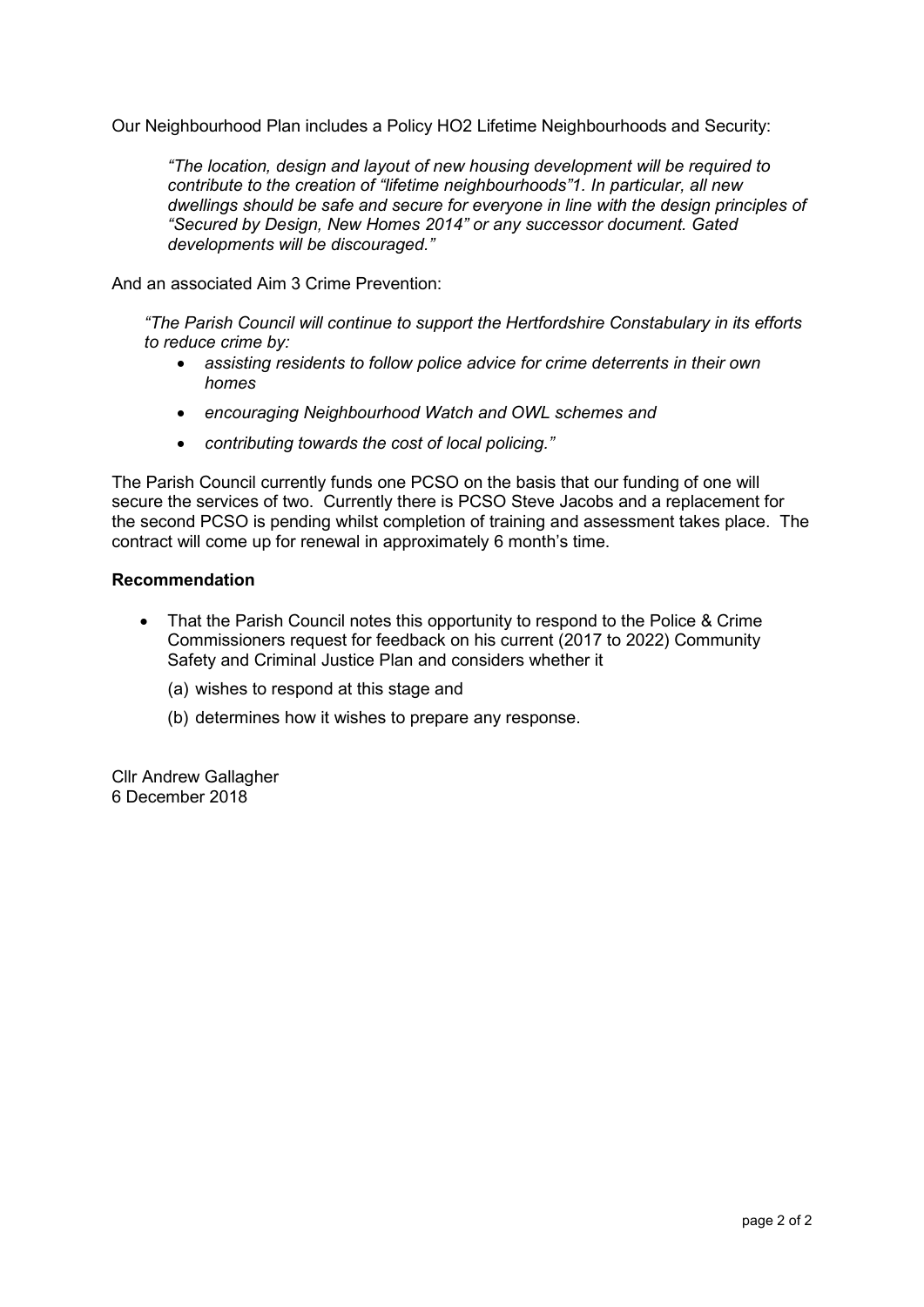Our Neighbourhood Plan includes a Policy HO2 Lifetime Neighbourhoods and Security:

> *"The location, design and layout of new housing development will be required to contribute to the creation of "lifetime neighbourhoods"1. In particular, all new dwellings should be safe and secure for everyone in line with the design principles of "Secured by Design, New Homes 2014" or any successor document. Gated developments will be discouraged."*

And an associated Aim 3 Crime Prevention:

> *"The Parish Council will continue to support the Hertfordshire Constabulary in its efforts to reduce crime by:*
>
> - *assisting residents to follow police advice for crime deterrents in their own homes*
> - *encouraging Neighbourhood Watch and OWL schemes and*
> - *contributing towards the cost of local policing."*

The Parish Council currently funds one PCSO on the basis that our funding of one will secure the services of two. Currently there is PCSO Steve Jacobs and a replacement for the second PCSO is pending whilst completion of training and assessment takes place. The contract will come up for renewal in approximately 6 month's time.

**Recommendation**

- That the Parish Council notes this opportunity to respond to the Police & Crime Commissioners request for feedback on his current (2017 to 2022) Community Safety and Criminal Justice Plan and considers whether it
  - (a) wishes to respond at this stage and
  - (b) determines how it wishes to prepare any response.

Cllr Andrew Gallagher
6 December 2018